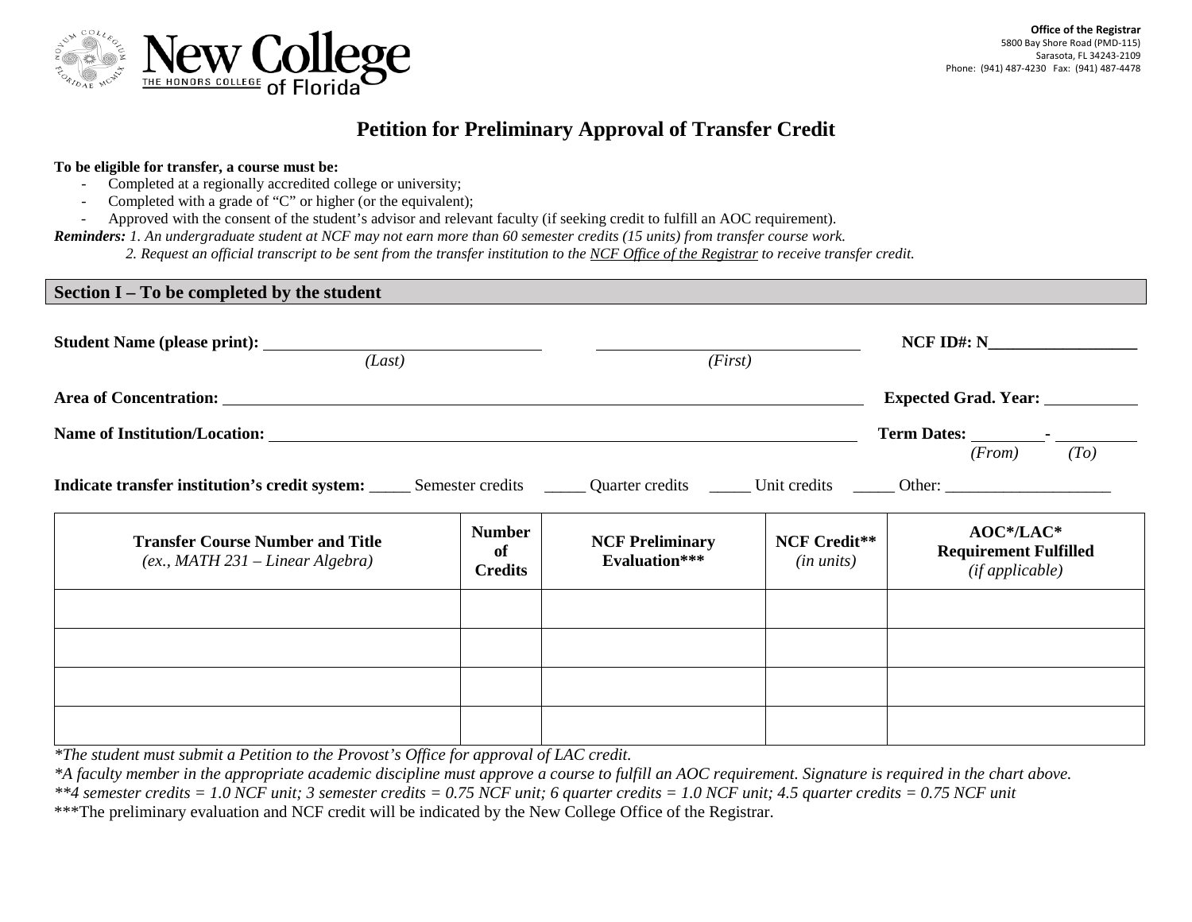**Office of the Registrar**
5800 Bay Shore Road (PMD-115)
Sarasota, FL 34243-2109
Phone: (941) 487-4230 Fax: (941) 487-4478

New College of Florida — The Honors College

# Petition for Preliminary Approval of Transfer Credit

**To be eligible for transfer, a course must be:**

- Completed at a regionally accredited college or university;
- Completed with a grade of "C" or higher (or the equivalent);
- Approved with the consent of the student's advisor and relevant faculty (if seeking credit to fulfill an AOC requirement).

***Reminders:*** *1. An undergraduate student at NCF may not earn more than 60 semester credits (15 units) from transfer course work.*
*2. Request an official transcript to be sent from the transfer institution to the NCF Office of the Registrar to receive transfer credit.*

## Section I – To be completed by the student

**Student Name (please print):** ______________________ (Last) ______________________ (First) **NCF ID#: N**__________________

**Area of Concentration:** __________________________________________ **Expected Grad. Year:** ___________

**Name of Institution/Location:** __________________________________________ **Term Dates:** _________ (From) - _________ (To)

**Indicate transfer institution's credit system:** _____ Semester credits _____ Quarter credits _____ Unit credits _____ Other: ____________________

| **Transfer Course Number and Title** *(ex., MATH 231 – Linear Algebra)* | **Number of Credits** | **NCF Preliminary Evaluation*** ** | **NCF Credit**** *(in units)* | **AOC*/LAC* Requirement Fulfilled** *(if applicable)* |
|---|---|---|---|---|
| | | | | |
| | | | | |
| | | | | |
| | | | | |

*\*The student must submit a Petition to the Provost's Office for approval of LAC credit.*
*\*A faculty member in the appropriate academic discipline must approve a course to fulfill an AOC requirement. Signature is required in the chart above.*
*\*\*4 semester credits = 1.0 NCF unit; 3 semester credits = 0.75 NCF unit; 6 quarter credits = 1.0 NCF unit; 4.5 quarter credits = 0.75 NCF unit*
\*\*\*The preliminary evaluation and NCF credit will be indicated by the New College Office of the Registrar.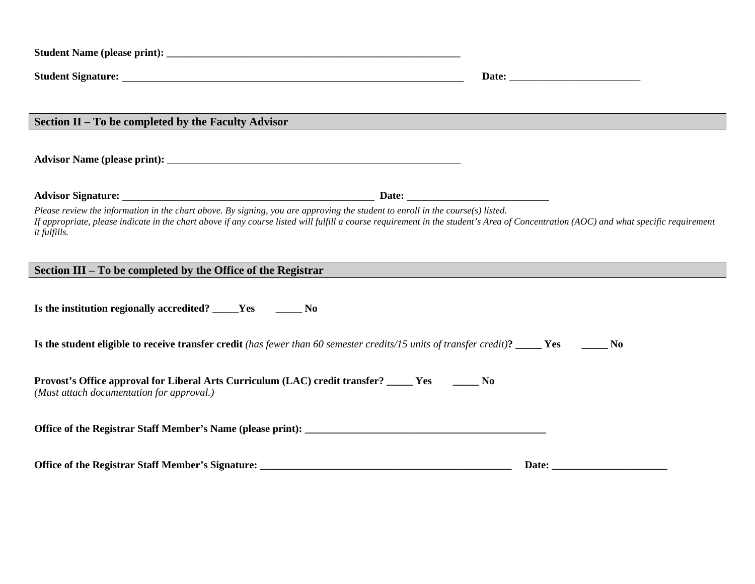**Student Name (please print): ___________________________________________________________**

**Student Signature:** ______________________________________________________________________ **Date:** __________________________

## Section II – To be completed by the Faculty Advisor

**Advisor Name (please print):** ____________________________________________________________

**Advisor Signature:** ___________________________________________________ **Date:** ____________________________

*Please review the information in the chart above. By signing, you are approving the student to enroll in the course(s) listed.*
*If appropriate, please indicate in the chart above if any course listed will fulfill a course requirement in the student's Area of Concentration (AOC) and what specific requirement it fulfills.*

## Section III – To be completed by the Office of the Registrar

**Is the institution regionally accredited? _____Yes _____ No**

**Is the student eligible to receive transfer credit** *(has fewer than 60 semester credits/15 units of transfer credit)***? _____ Yes _____ No**

**Provost's Office approval for Liberal Arts Curriculum (LAC) credit transfer? _____ Yes _____ No**
*(Must attach documentation for approval.)*

**Office of the Registrar Staff Member's Name (please print): _________________________________________________**

**Office of the Registrar Staff Member's Signature: ___________________________________________________ Date: ______________________**